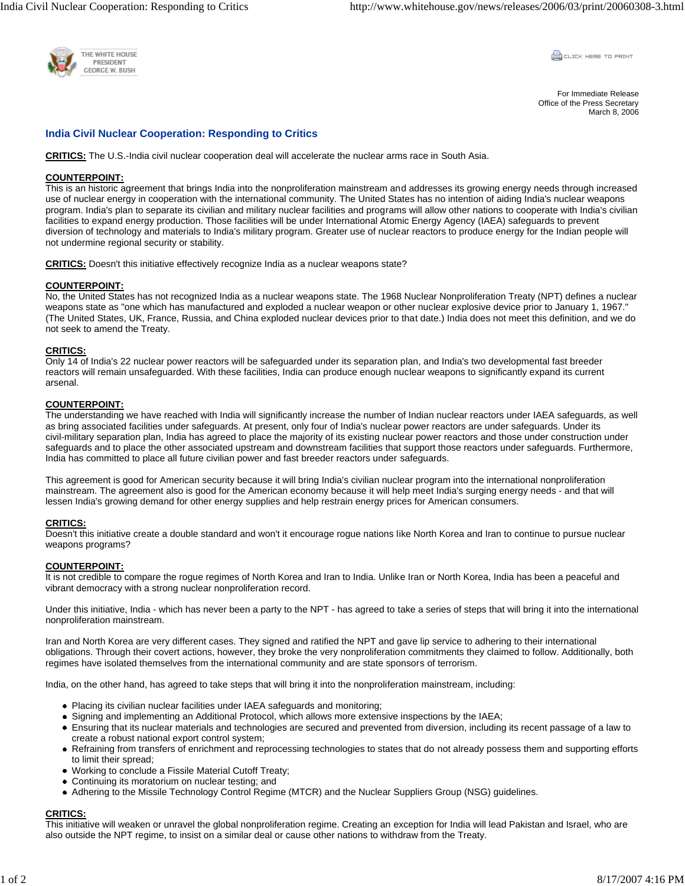THE WHITE HOUSE
PRESIDENT
GEORGE W. BUSH

For Immediate Release
Office of the Press Secretary
March 8, 2006

## India Civil Nuclear Cooperation: Responding to Critics

**CRITICS:** The U.S.-India civil nuclear cooperation deal will accelerate the nuclear arms race in South Asia.

**COUNTERPOINT:**
This is an historic agreement that brings India into the nonproliferation mainstream and addresses its growing energy needs through increased use of nuclear energy in cooperation with the international community. The United States has no intention of aiding India's nuclear weapons program. India's plan to separate its civilian and military nuclear facilities and programs will allow other nations to cooperate with India's civilian facilities to expand energy production. Those facilities will be under International Atomic Energy Agency (IAEA) safeguards to prevent diversion of technology and materials to India's military program. Greater use of nuclear reactors to produce energy for the Indian people will not undermine regional security or stability.

**CRITICS:** Doesn't this initiative effectively recognize India as a nuclear weapons state?

**COUNTERPOINT:**
No, the United States has not recognized India as a nuclear weapons state. The 1968 Nuclear Nonproliferation Treaty (NPT) defines a nuclear weapons state as "one which has manufactured and exploded a nuclear weapon or other nuclear explosive device prior to January 1, 1967." (The United States, UK, France, Russia, and China exploded nuclear devices prior to that date.) India does not meet this definition, and we do not seek to amend the Treaty.

**CRITICS:**
Only 14 of India's 22 nuclear power reactors will be safeguarded under its separation plan, and India's two developmental fast breeder reactors will remain unsafeguarded. With these facilities, India can produce enough nuclear weapons to significantly expand its current arsenal.

**COUNTERPOINT:**
The understanding we have reached with India will significantly increase the number of Indian nuclear reactors under IAEA safeguards, as well as bring associated facilities under safeguards. At present, only four of India's nuclear power reactors are under safeguards. Under its civil-military separation plan, India has agreed to place the majority of its existing nuclear power reactors and those under construction under safeguards and to place the other associated upstream and downstream facilities that support those reactors under safeguards. Furthermore, India has committed to place all future civilian power and fast breeder reactors under safeguards.

This agreement is good for American security because it will bring India's civilian nuclear program into the international nonproliferation mainstream. The agreement also is good for the American economy because it will help meet India's surging energy needs - and that will lessen India's growing demand for other energy supplies and help restrain energy prices for American consumers.

**CRITICS:**
Doesn't this initiative create a double standard and won't it encourage rogue nations like North Korea and Iran to continue to pursue nuclear weapons programs?

**COUNTERPOINT:**
It is not credible to compare the rogue regimes of North Korea and Iran to India. Unlike Iran or North Korea, India has been a peaceful and vibrant democracy with a strong nuclear nonproliferation record.

Under this initiative, India - which has never been a party to the NPT - has agreed to take a series of steps that will bring it into the international nonproliferation mainstream.

Iran and North Korea are very different cases. They signed and ratified the NPT and gave lip service to adhering to their international obligations. Through their covert actions, however, they broke the very nonproliferation commitments they claimed to follow. Additionally, both regimes have isolated themselves from the international community and are state sponsors of terrorism.

India, on the other hand, has agreed to take steps that will bring it into the nonproliferation mainstream, including:

- Placing its civilian nuclear facilities under IAEA safeguards and monitoring;
- Signing and implementing an Additional Protocol, which allows more extensive inspections by the IAEA;
- Ensuring that its nuclear materials and technologies are secured and prevented from diversion, including its recent passage of a law to create a robust national export control system;
- Refraining from transfers of enrichment and reprocessing technologies to states that do not already possess them and supporting efforts to limit their spread;
- Working to conclude a Fissile Material Cutoff Treaty;
- Continuing its moratorium on nuclear testing; and
- Adhering to the Missile Technology Control Regime (MTCR) and the Nuclear Suppliers Group (NSG) guidelines.

**CRITICS:**
This initiative will weaken or unravel the global nonproliferation regime. Creating an exception for India will lead Pakistan and Israel, who are also outside the NPT regime, to insist on a similar deal or cause other nations to withdraw from the Treaty.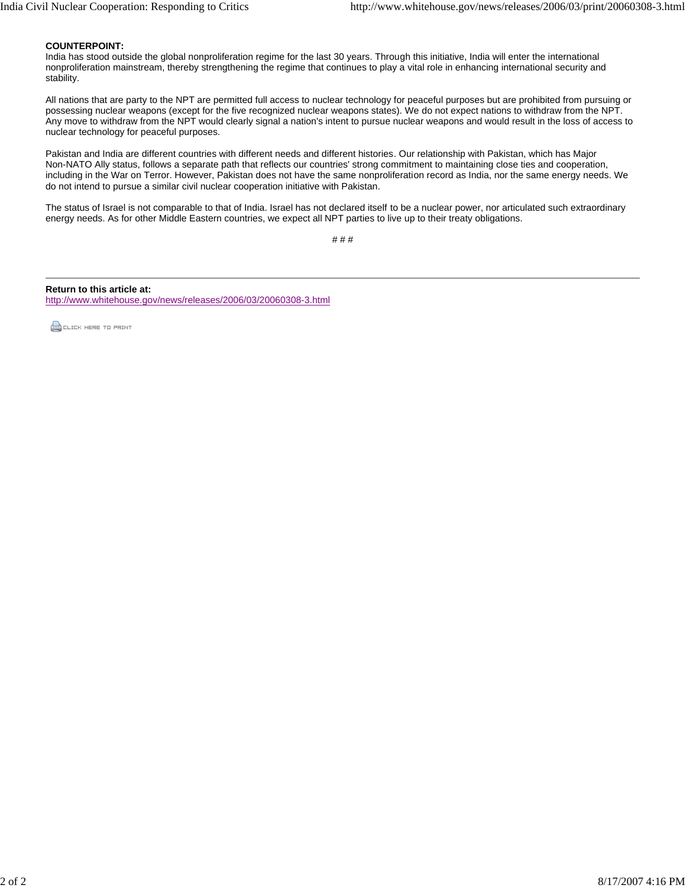**COUNTERPOINT:**
India has stood outside the global nonproliferation regime for the last 30 years. Through this initiative, India will enter the international nonproliferation mainstream, thereby strengthening the regime that continues to play a vital role in enhancing international security and stability.

All nations that are party to the NPT are permitted full access to nuclear technology for peaceful purposes but are prohibited from pursuing or possessing nuclear weapons (except for the five recognized nuclear weapons states). We do not expect nations to withdraw from the NPT. Any move to withdraw from the NPT would clearly signal a nation's intent to pursue nuclear weapons and would result in the loss of access to nuclear technology for peaceful purposes.

Pakistan and India are different countries with different needs and different histories. Our relationship with Pakistan, which has Major Non-NATO Ally status, follows a separate path that reflects our countries' strong commitment to maintaining close ties and cooperation, including in the War on Terror. However, Pakistan does not have the same nonproliferation record as India, nor the same energy needs. We do not intend to pursue a similar civil nuclear cooperation initiative with Pakistan.

The status of Israel is not comparable to that of India. Israel has not declared itself to be a nuclear power, nor articulated such extraordinary energy needs. As for other Middle Eastern countries, we expect all NPT parties to live up to their treaty obligations.

# # #

---

**Return to this article at:**
http://www.whitehouse.gov/news/releases/2006/03/20060308-3.html

CLICK HERE TO PRINT